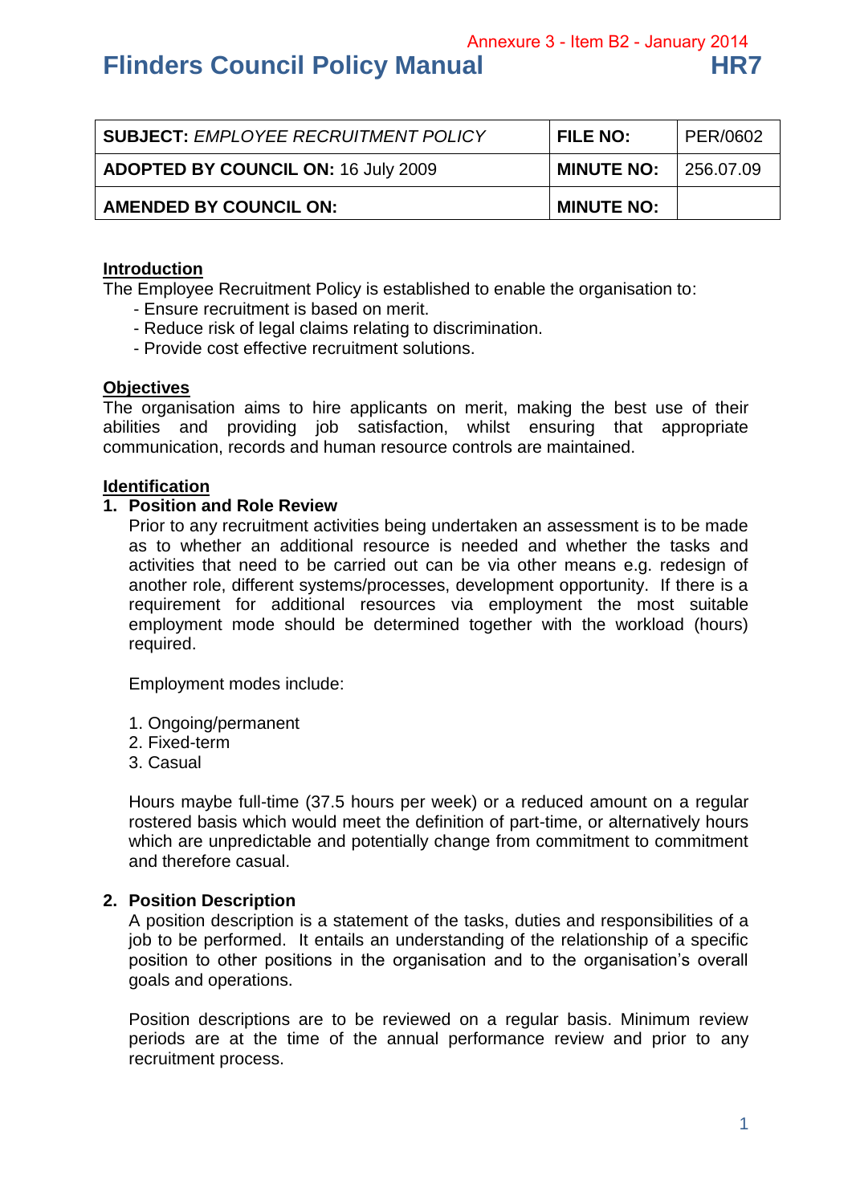Annexure 3 - Item B2 - January 2014

# Flinders Council Policy Manual HR7

| **SUBJECT:** *EMPLOYEE RECRUITMENT POLICY* | **FILE NO:** | PER/0602 |
|---|---|---|
| **ADOPTED BY COUNCIL ON:** 16 July 2009 | **MINUTE NO:** | 256.07.09 |
| **AMENDED BY COUNCIL ON:** | **MINUTE NO:** | |

## Introduction

The Employee Recruitment Policy is established to enable the organisation to:

- Ensure recruitment is based on merit.
- Reduce risk of legal claims relating to discrimination.
- Provide cost effective recruitment solutions.

## Objectives

The organisation aims to hire applicants on merit, making the best use of their abilities and providing job satisfaction, whilst ensuring that appropriate communication, records and human resource controls are maintained.

## Identification

### 1. Position and Role Review

Prior to any recruitment activities being undertaken an assessment is to be made as to whether an additional resource is needed and whether the tasks and activities that need to be carried out can be via other means e.g. redesign of another role, different systems/processes, development opportunity. If there is a requirement for additional resources via employment the most suitable employment mode should be determined together with the workload (hours) required.

Employment modes include:

1. Ongoing/permanent
2. Fixed-term
3. Casual

Hours maybe full-time (37.5 hours per week) or a reduced amount on a regular rostered basis which would meet the definition of part-time, or alternatively hours which are unpredictable and potentially change from commitment to commitment and therefore casual.

### 2. Position Description

A position description is a statement of the tasks, duties and responsibilities of a job to be performed. It entails an understanding of the relationship of a specific position to other positions in the organisation and to the organisation's overall goals and operations.

Position descriptions are to be reviewed on a regular basis. Minimum review periods are at the time of the annual performance review and prior to any recruitment process.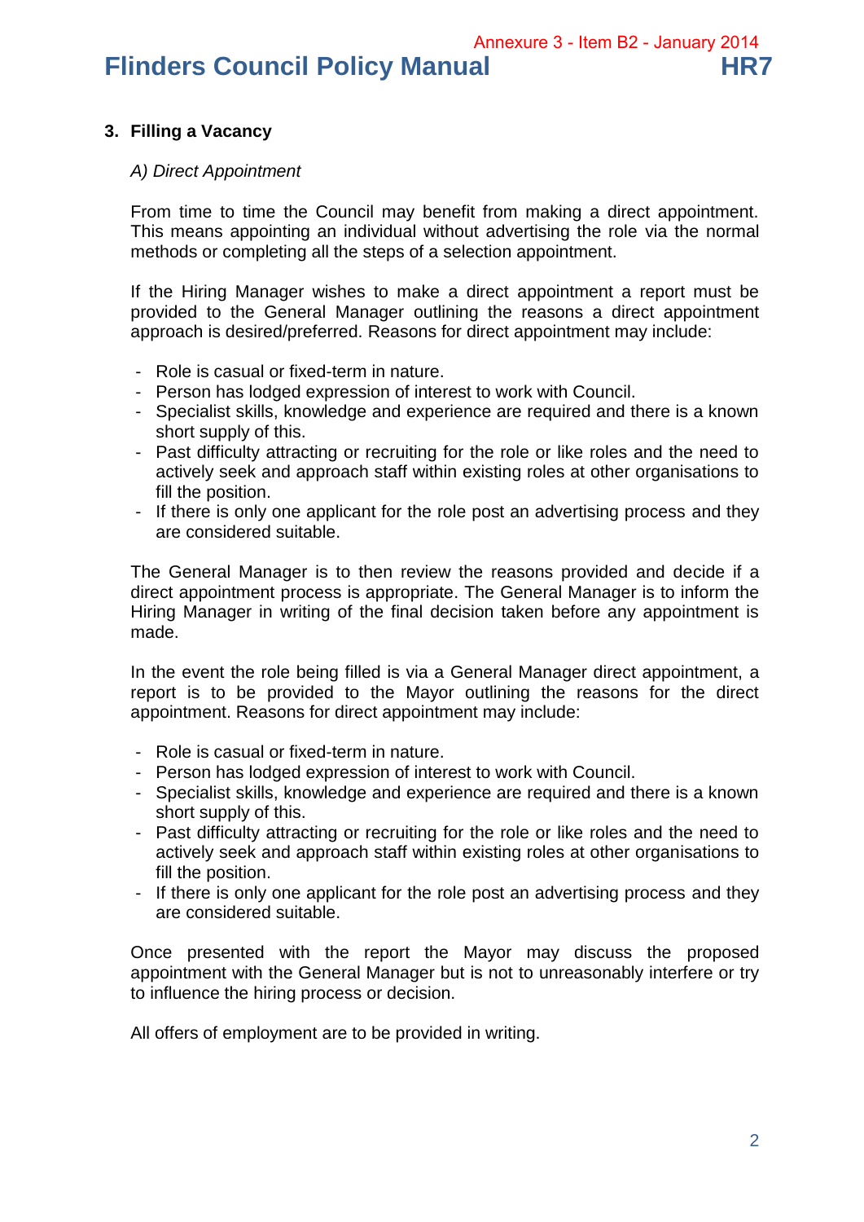## 3. Filling a Vacancy

*A) Direct Appointment*

From time to time the Council may benefit from making a direct appointment. This means appointing an individual without advertising the role via the normal methods or completing all the steps of a selection appointment.

If the Hiring Manager wishes to make a direct appointment a report must be provided to the General Manager outlining the reasons a direct appointment approach is desired/preferred. Reasons for direct appointment may include:

- Role is casual or fixed-term in nature.
- Person has lodged expression of interest to work with Council.
- Specialist skills, knowledge and experience are required and there is a known short supply of this.
- Past difficulty attracting or recruiting for the role or like roles and the need to actively seek and approach staff within existing roles at other organisations to fill the position.
- If there is only one applicant for the role post an advertising process and they are considered suitable.

The General Manager is to then review the reasons provided and decide if a direct appointment process is appropriate. The General Manager is to inform the Hiring Manager in writing of the final decision taken before any appointment is made.

In the event the role being filled is via a General Manager direct appointment, a report is to be provided to the Mayor outlining the reasons for the direct appointment. Reasons for direct appointment may include:

- Role is casual or fixed-term in nature.
- Person has lodged expression of interest to work with Council.
- Specialist skills, knowledge and experience are required and there is a known short supply of this.
- Past difficulty attracting or recruiting for the role or like roles and the need to actively seek and approach staff within existing roles at other organisations to fill the position.
- If there is only one applicant for the role post an advertising process and they are considered suitable.

Once presented with the report the Mayor may discuss the proposed appointment with the General Manager but is not to unreasonably interfere or try to influence the hiring process or decision.

All offers of employment are to be provided in writing.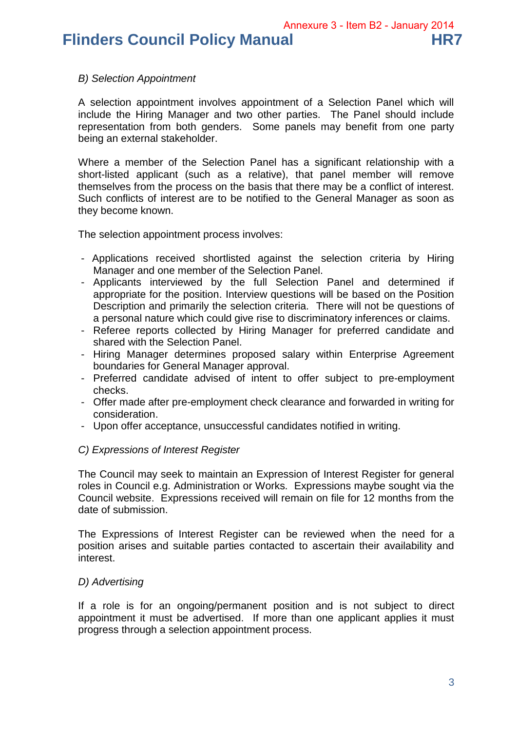*B) Selection Appointment*

A selection appointment involves appointment of a Selection Panel which will include the Hiring Manager and two other parties. The Panel should include representation from both genders. Some panels may benefit from one party being an external stakeholder.

Where a member of the Selection Panel has a significant relationship with a short-listed applicant (such as a relative), that panel member will remove themselves from the process on the basis that there may be a conflict of interest. Such conflicts of interest are to be notified to the General Manager as soon as they become known.

The selection appointment process involves:

- Applications received shortlisted against the selection criteria by Hiring Manager and one member of the Selection Panel.
- Applicants interviewed by the full Selection Panel and determined if appropriate for the position. Interview questions will be based on the Position Description and primarily the selection criteria. There will not be questions of a personal nature which could give rise to discriminatory inferences or claims.
- Referee reports collected by Hiring Manager for preferred candidate and shared with the Selection Panel.
- Hiring Manager determines proposed salary within Enterprise Agreement boundaries for General Manager approval.
- Preferred candidate advised of intent to offer subject to pre-employment checks.
- Offer made after pre-employment check clearance and forwarded in writing for consideration.
- Upon offer acceptance, unsuccessful candidates notified in writing.

*C) Expressions of Interest Register*

The Council may seek to maintain an Expression of Interest Register for general roles in Council e.g. Administration or Works. Expressions maybe sought via the Council website. Expressions received will remain on file for 12 months from the date of submission.

The Expressions of Interest Register can be reviewed when the need for a position arises and suitable parties contacted to ascertain their availability and interest.

*D) Advertising*

If a role is for an ongoing/permanent position and is not subject to direct appointment it must be advertised. If more than one applicant applies it must progress through a selection appointment process.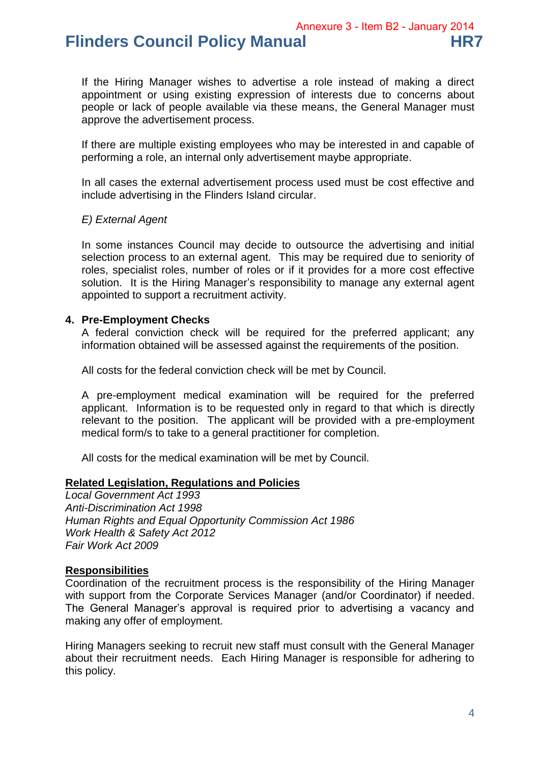If the Hiring Manager wishes to advertise a role instead of making a direct appointment or using existing expression of interests due to concerns about people or lack of people available via these means, the General Manager must approve the advertisement process.

If there are multiple existing employees who may be interested in and capable of performing a role, an internal only advertisement maybe appropriate.

In all cases the external advertisement process used must be cost effective and include advertising in the Flinders Island circular.

*E) External Agent*

In some instances Council may decide to outsource the advertising and initial selection process to an external agent. This may be required due to seniority of roles, specialist roles, number of roles or if it provides for a more cost effective solution. It is the Hiring Manager's responsibility to manage any external agent appointed to support a recruitment activity.

**4. Pre-Employment Checks**

A federal conviction check will be required for the preferred applicant; any information obtained will be assessed against the requirements of the position.

All costs for the federal conviction check will be met by Council.

A pre-employment medical examination will be required for the preferred applicant. Information is to be requested only in regard to that which is directly relevant to the position. The applicant will be provided with a pre-employment medical form/s to take to a general practitioner for completion.

All costs for the medical examination will be met by Council.

**Related Legislation, Regulations and Policies**

*Local Government Act 1993*
*Anti-Discrimination Act 1998*
*Human Rights and Equal Opportunity Commission Act 1986*
*Work Health & Safety Act 2012*
*Fair Work Act 2009*

**Responsibilities**

Coordination of the recruitment process is the responsibility of the Hiring Manager with support from the Corporate Services Manager (and/or Coordinator) if needed. The General Manager's approval is required prior to advertising a vacancy and making any offer of employment.

Hiring Managers seeking to recruit new staff must consult with the General Manager about their recruitment needs. Each Hiring Manager is responsible for adhering to this policy.